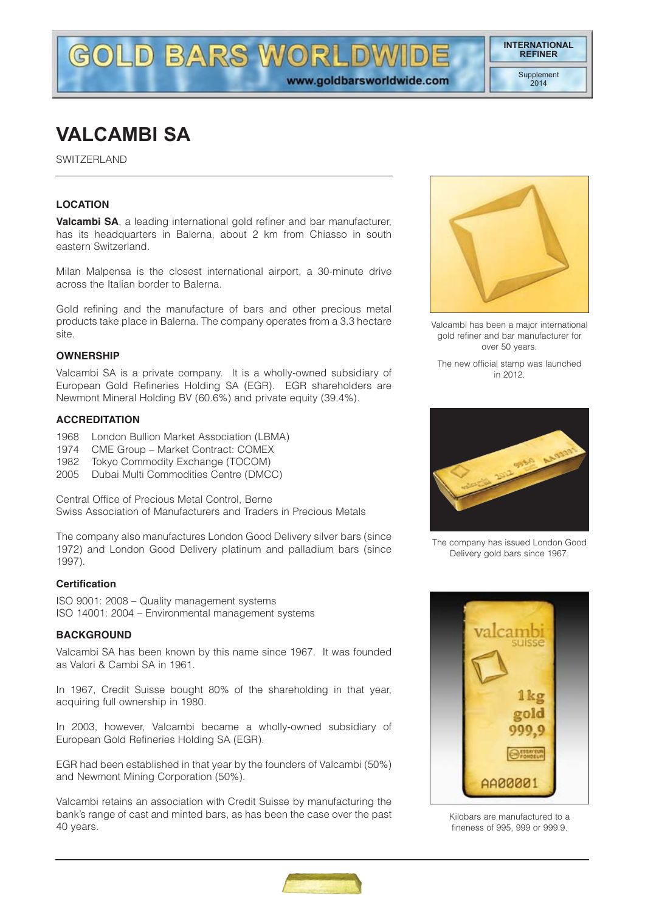# VALCAMBI SA

SWITZERLAND

## LOCATION

**Valcambi SA**, a leading international gold refiner and bar manufacturer, has its headquarters in Balerna, about 2 km from Chiasso in south eastern Switzerland.

Milan Malpensa is the closest international airport, a 30-minute drive across the Italian border to Balerna.

Gold refining and the manufacture of bars and other precious metal products take place in Balerna. The company operates from a 3.3 hectare site.

## OWNERSHIP

Valcambi SA is a private company. It is a wholly-owned subsidiary of European Gold Refineries Holding SA (EGR). EGR shareholders are Newmont Mineral Holding BV (60.6%) and private equity (39.4%).

## ACCREDITATION

1968 London Bullion Market Association (LBMA)
1974 CME Group – Market Contract: COMEX
1982 Tokyo Commodity Exchange (TOCOM)
2005 Dubai Multi Commodities Centre (DMCC)

Central Office of Precious Metal Control, Berne
Swiss Association of Manufacturers and Traders in Precious Metals

The company also manufactures London Good Delivery silver bars (since 1972) and London Good Delivery platinum and palladium bars (since 1997).

### Certification

ISO 9001: 2008 – Quality management systems
ISO 14001: 2004 – Environmental management systems

## BACKGROUND

Valcambi SA has been known by this name since 1967. It was founded as Valori & Cambi SA in 1961.

In 1967, Credit Suisse bought 80% of the shareholding in that year, acquiring full ownership in 1980.

In 2003, however, Valcambi became a wholly-owned subsidiary of European Gold Refineries Holding SA (EGR).

EGR had been established in that year by the founders of Valcambi (50%) and Newmont Mining Corporation (50%).

Valcambi retains an association with Credit Suisse by manufacturing the bank's range of cast and minted bars, as has been the case over the past 40 years.

Valcambi has been a major international gold refiner and bar manufacturer for over 50 years.

The new official stamp was launched in 2012.

The company has issued London Good Delivery gold bars since 1967.

Kilobars are manufactured to a fineness of 995, 999 or 999.9.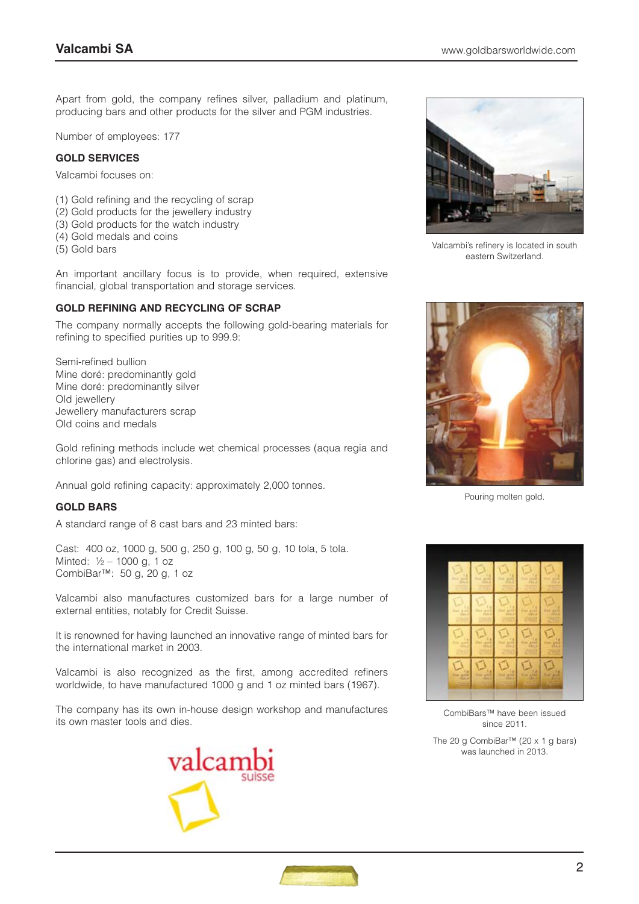Apart from gold, the company refines silver, palladium and platinum, producing bars and other products for the silver and PGM industries.

Number of employees: 177

### GOLD SERVICES

Valcambi focuses on:

(1) Gold refining and the recycling of scrap
(2) Gold products for the jewellery industry
(3) Gold products for the watch industry
(4) Gold medals and coins
(5) Gold bars

An important ancillary focus is to provide, when required, extensive financial, global transportation and storage services.

### GOLD REFINING AND RECYCLING OF SCRAP

The company normally accepts the following gold-bearing materials for refining to specified purities up to 999.9:

Semi-refined bullion
Mine doré: predominantly gold
Mine doré: predominantly silver
Old jewellery
Jewellery manufacturers scrap
Old coins and medals

Gold refining methods include wet chemical processes (aqua regia and chlorine gas) and electrolysis.

Annual gold refining capacity: approximately 2,000 tonnes.

### GOLD BARS

A standard range of 8 cast bars and 23 minted bars:

Cast: 400 oz, 1000 g, 500 g, 250 g, 100 g, 50 g, 10 tola, 5 tola.
Minted: ½ – 1000 g, 1 oz
CombiBar™: 50 g, 20 g, 1 oz

Valcambi also manufactures customized bars for a large number of external entities, notably for Credit Suisse.

It is renowned for having launched an innovative range of minted bars for the international market in 2003.

Valcambi is also recognized as the first, among accredited refiners worldwide, to have manufactured 1000 g and 1 oz minted bars (1967).

The company has its own in-house design workshop and manufactures its own master tools and dies.

Valcambi's refinery is located in south eastern Switzerland.

Pouring molten gold.

CombiBars™ have been issued since 2011.

The 20 g CombiBar™ (20 x 1 g bars) was launched in 2013.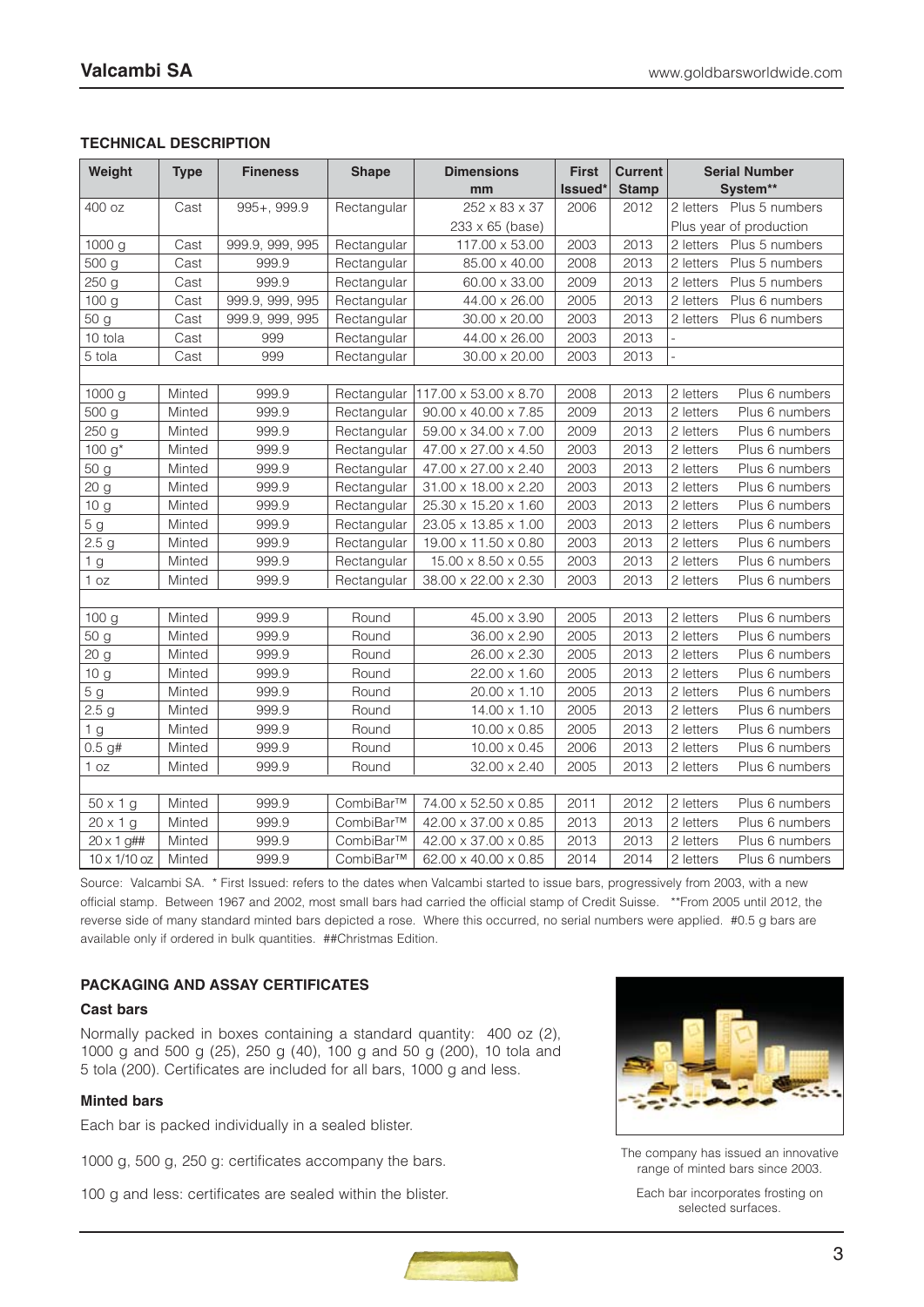## TECHNICAL DESCRIPTION

| Weight | Type | Fineness | Shape | Dimensions mm | First Issued* | Current Stamp | Serial Number System** |
|---|---|---|---|---|---|---|---|
| 400 oz | Cast | 995+, 999.9 | Rectangular | 252 x 83 x 37 | 2006 | 2012 | 2 letters Plus 5 numbers |
| | | | | 233 x 65 (base) | | | Plus year of production |
| 1000 g | Cast | 999.9, 999, 995 | Rectangular | 117.00 x 53.00 | 2003 | 2013 | 2 letters Plus 5 numbers |
| 500 g | Cast | 999.9 | Rectangular | 85.00 x 40.00 | 2008 | 2013 | 2 letters Plus 5 numbers |
| 250 g | Cast | 999.9 | Rectangular | 60.00 x 33.00 | 2009 | 2013 | 2 letters Plus 5 numbers |
| 100 g | Cast | 999.9, 999, 995 | Rectangular | 44.00 x 26.00 | 2005 | 2013 | 2 letters Plus 6 numbers |
| 50 g | Cast | 999.9, 999, 995 | Rectangular | 30.00 x 20.00 | 2003 | 2013 | 2 letters Plus 6 numbers |
| 10 tola | Cast | 999 | Rectangular | 44.00 x 26.00 | 2003 | 2013 | - |
| 5 tola | Cast | 999 | Rectangular | 30.00 x 20.00 | 2003 | 2013 | - |
| | | | | | | | |
| 1000 g | Minted | 999.9 | Rectangular | 117.00 x 53.00 x 8.70 | 2008 | 2013 | 2 letters Plus 6 numbers |
| 500 g | Minted | 999.9 | Rectangular | 90.00 x 40.00 x 7.85 | 2009 | 2013 | 2 letters Plus 6 numbers |
| 250 g | Minted | 999.9 | Rectangular | 59.00 x 34.00 x 7.00 | 2009 | 2013 | 2 letters Plus 6 numbers |
| 100 g* | Minted | 999.9 | Rectangular | 47.00 x 27.00 x 4.50 | 2003 | 2013 | 2 letters Plus 6 numbers |
| 50 g | Minted | 999.9 | Rectangular | 47.00 x 27.00 x 2.40 | 2003 | 2013 | 2 letters Plus 6 numbers |
| 20 g | Minted | 999.9 | Rectangular | 31.00 x 18.00 x 2.20 | 2003 | 2013 | 2 letters Plus 6 numbers |
| 10 g | Minted | 999.9 | Rectangular | 25.30 x 15.20 x 1.60 | 2003 | 2013 | 2 letters Plus 6 numbers |
| 5 g | Minted | 999.9 | Rectangular | 23.05 x 13.85 x 1.00 | 2003 | 2013 | 2 letters Plus 6 numbers |
| 2.5 g | Minted | 999.9 | Rectangular | 19.00 x 11.50 x 0.80 | 2003 | 2013 | 2 letters Plus 6 numbers |
| 1 g | Minted | 999.9 | Rectangular | 15.00 x 8.50 x 0.55 | 2003 | 2013 | 2 letters Plus 6 numbers |
| 1 oz | Minted | 999.9 | Rectangular | 38.00 x 22.00 x 2.30 | 2003 | 2013 | 2 letters Plus 6 numbers |
| | | | | | | | |
| 100 g | Minted | 999.9 | Round | 45.00 x 3.90 | 2005 | 2013 | 2 letters Plus 6 numbers |
| 50 g | Minted | 999.9 | Round | 36.00 x 2.90 | 2005 | 2013 | 2 letters Plus 6 numbers |
| 20 g | Minted | 999.9 | Round | 26.00 x 2.30 | 2005 | 2013 | 2 letters Plus 6 numbers |
| 10 g | Minted | 999.9 | Round | 22.00 x 1.60 | 2005 | 2013 | 2 letters Plus 6 numbers |
| 5 g | Minted | 999.9 | Round | 20.00 x 1.10 | 2005 | 2013 | 2 letters Plus 6 numbers |
| 2.5 g | Minted | 999.9 | Round | 14.00 x 1.10 | 2005 | 2013 | 2 letters Plus 6 numbers |
| 1 g | Minted | 999.9 | Round | 10.00 x 0.85 | 2005 | 2013 | 2 letters Plus 6 numbers |
| 0.5 g# | Minted | 999.9 | Round | 10.00 x 0.45 | 2006 | 2013 | 2 letters Plus 6 numbers |
| 1 oz | Minted | 999.9 | Round | 32.00 x 2.40 | 2005 | 2013 | 2 letters Plus 6 numbers |
| | | | | | | | |
| 50 x 1 g | Minted | 999.9 | CombiBar™ | 74.00 x 52.50 x 0.85 | 2011 | 2012 | 2 letters Plus 6 numbers |
| 20 x 1 g | Minted | 999.9 | CombiBar™ | 42.00 x 37.00 x 0.85 | 2013 | 2013 | 2 letters Plus 6 numbers |
| 20 x 1 g## | Minted | 999.9 | CombiBar™ | 42.00 x 37.00 x 0.85 | 2013 | 2013 | 2 letters Plus 6 numbers |
| 10 x 1/10 oz | Minted | 999.9 | CombiBar™ | 62.00 x 40.00 x 0.85 | 2014 | 2014 | 2 letters Plus 6 numbers |

Source: Valcambi SA. * First Issued: refers to the dates when Valcambi started to issue bars, progressively from 2003, with a new official stamp. Between 1967 and 2002, most small bars had carried the official stamp of Credit Suisse. **From 2005 until 2012, the reverse side of many standard minted bars depicted a rose. Where this occurred, no serial numbers were applied. #0.5 g bars are available only if ordered in bulk quantities. ##Christmas Edition.

## PACKAGING AND ASSAY CERTIFICATES

### Cast bars

Normally packed in boxes containing a standard quantity: 400 oz (2), 1000 g and 500 g (25), 250 g (40), 100 g and 50 g (200), 10 tola and 5 tola (200). Certificates are included for all bars, 1000 g and less.

### Minted bars

Each bar is packed individually in a sealed blister.

1000 g, 500 g, 250 g: certificates accompany the bars.

100 g and less: certificates are sealed within the blister.

The company has issued an innovative range of minted bars since 2003.

Each bar incorporates frosting on selected surfaces.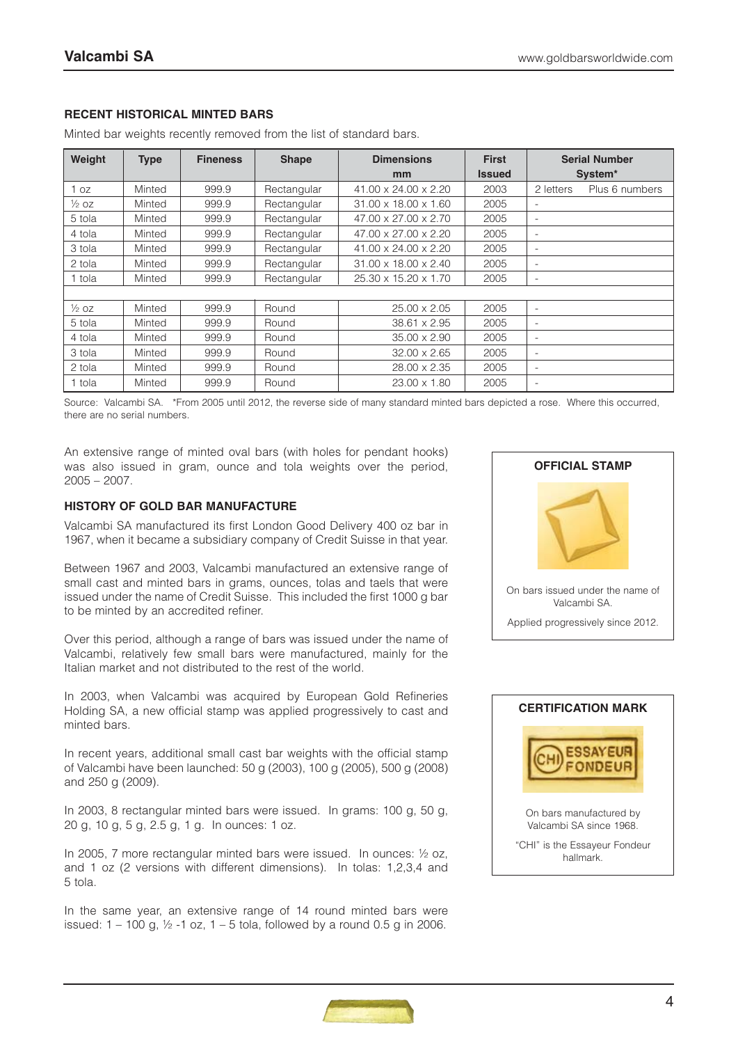## RECENT HISTORICAL MINTED BARS

Minted bar weights recently removed from the list of standard bars.

| Weight | Type | Fineness | Shape | Dimensions mm | First Issued | Serial Number System* |
|---|---|---|---|---|---|---|
| 1 oz | Minted | 999.9 | Rectangular | 41.00 x 24.00 x 2.20 | 2003 | 2 letters Plus 6 numbers |
| ½ oz | Minted | 999.9 | Rectangular | 31.00 x 18.00 x 1.60 | 2005 | - |
| 5 tola | Minted | 999.9 | Rectangular | 47.00 x 27.00 x 2.70 | 2005 | - |
| 4 tola | Minted | 999.9 | Rectangular | 47.00 x 27.00 x 2.20 | 2005 | - |
| 3 tola | Minted | 999.9 | Rectangular | 41.00 x 24.00 x 2.20 | 2005 | - |
| 2 tola | Minted | 999.9 | Rectangular | 31.00 x 18.00 x 2.40 | 2005 | - |
| 1 tola | Minted | 999.9 | Rectangular | 25.30 x 15.20 x 1.70 | 2005 | - |
| | | | | | | |
| ½ oz | Minted | 999.9 | Round | 25.00 x 2.05 | 2005 | - |
| 5 tola | Minted | 999.9 | Round | 38.61 x 2.95 | 2005 | - |
| 4 tola | Minted | 999.9 | Round | 35.00 x 2.90 | 2005 | - |
| 3 tola | Minted | 999.9 | Round | 32.00 x 2.65 | 2005 | - |
| 2 tola | Minted | 999.9 | Round | 28.00 x 2.35 | 2005 | - |
| 1 tola | Minted | 999.9 | Round | 23.00 x 1.80 | 2005 | - |

Source: Valcambi SA. *From 2005 until 2012, the reverse side of many standard minted bars depicted a rose. Where this occurred, there are no serial numbers.

An extensive range of minted oval bars (with holes for pendant hooks) was also issued in gram, ounce and tola weights over the period, 2005 – 2007.

### HISTORY OF GOLD BAR MANUFACTURE

Valcambi SA manufactured its first London Good Delivery 400 oz bar in 1967, when it became a subsidiary company of Credit Suisse in that year.

Between 1967 and 2003, Valcambi manufactured an extensive range of small cast and minted bars in grams, ounces, tolas and taels that were issued under the name of Credit Suisse. This included the first 1000 g bar to be minted by an accredited refiner.

Over this period, although a range of bars was issued under the name of Valcambi, relatively few small bars were manufactured, mainly for the Italian market and not distributed to the rest of the world.

In 2003, when Valcambi was acquired by European Gold Refineries Holding SA, a new official stamp was applied progressively to cast and minted bars.

In recent years, additional small cast bar weights with the official stamp of Valcambi have been launched: 50 g (2003), 100 g (2005), 500 g (2008) and 250 g (2009).

In 2003, 8 rectangular minted bars were issued. In grams: 100 g, 50 g, 20 g, 10 g, 5 g, 2.5 g, 1 g. In ounces: 1 oz.

In 2005, 7 more rectangular minted bars were issued. In ounces: ½ oz, and 1 oz (2 versions with different dimensions). In tolas: 1,2,3,4 and 5 tola.

In the same year, an extensive range of 14 round minted bars were issued: 1 – 100 g, ½ -1 oz, 1 – 5 tola, followed by a round 0.5 g in 2006.

### OFFICIAL STAMP

On bars issued under the name of Valcambi SA.

Applied progressively since 2012.

### CERTIFICATION MARK

On bars manufactured by Valcambi SA since 1968.

"CHI" is the Essayeur Fondeur hallmark.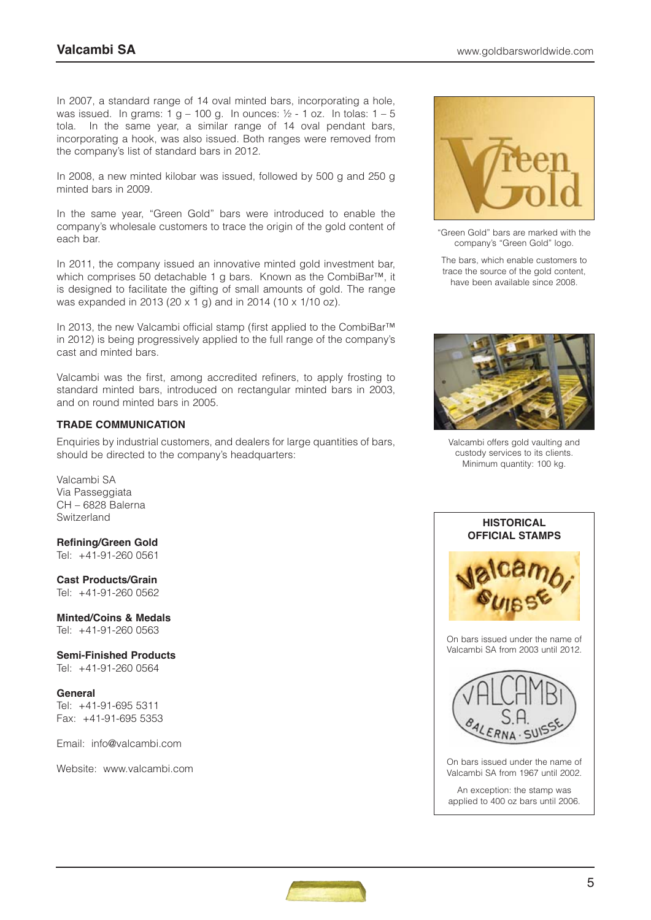In 2007, a standard range of 14 oval minted bars, incorporating a hole, was issued. In grams: 1 g – 100 g. In ounces: ½ - 1 oz. In tolas: 1 – 5 tola. In the same year, a similar range of 14 oval pendant bars, incorporating a hook, was also issued. Both ranges were removed from the company's list of standard bars in 2012.

In 2008, a new minted kilobar was issued, followed by 500 g and 250 g minted bars in 2009.

In the same year, "Green Gold" bars were introduced to enable the company's wholesale customers to trace the origin of the gold content of each bar.

In 2011, the company issued an innovative minted gold investment bar, which comprises 50 detachable 1 g bars. Known as the CombiBar™, it is designed to facilitate the gifting of small amounts of gold. The range was expanded in 2013 (20 x 1 g) and in 2014 (10 x 1/10 oz).

In 2013, the new Valcambi official stamp (first applied to the CombiBar™ in 2012) is being progressively applied to the full range of the company's cast and minted bars.

Valcambi was the first, among accredited refiners, to apply frosting to standard minted bars, introduced on rectangular minted bars in 2003, and on round minted bars in 2005.

"Green Gold" bars are marked with the company's "Green Gold" logo.

The bars, which enable customers to trace the source of the gold content, have been available since 2008.

Valcambi offers gold vaulting and custody services to its clients. Minimum quantity: 100 kg.

### TRADE COMMUNICATION

Enquiries by industrial customers, and dealers for large quantities of bars, should be directed to the company's headquarters:

Valcambi SA
Via Passeggiata
CH – 6828 Balerna
Switzerland

**Refining/Green Gold**
Tel: +41-91-260 0561

**Cast Products/Grain**
Tel: +41-91-260 0562

**Minted/Coins & Medals**
Tel: +41-91-260 0563

**Semi-Finished Products**
Tel: +41-91-260 0564

**General**
Tel: +41-91-695 5311
Fax: +41-91-695 5353

Email: info@valcambi.com

Website: www.valcambi.com

### HISTORICAL OFFICIAL STAMPS

On bars issued under the name of Valcambi SA from 2003 until 2012.

On bars issued under the name of Valcambi SA from 1967 until 2002.

An exception: the stamp was applied to 400 oz bars until 2006.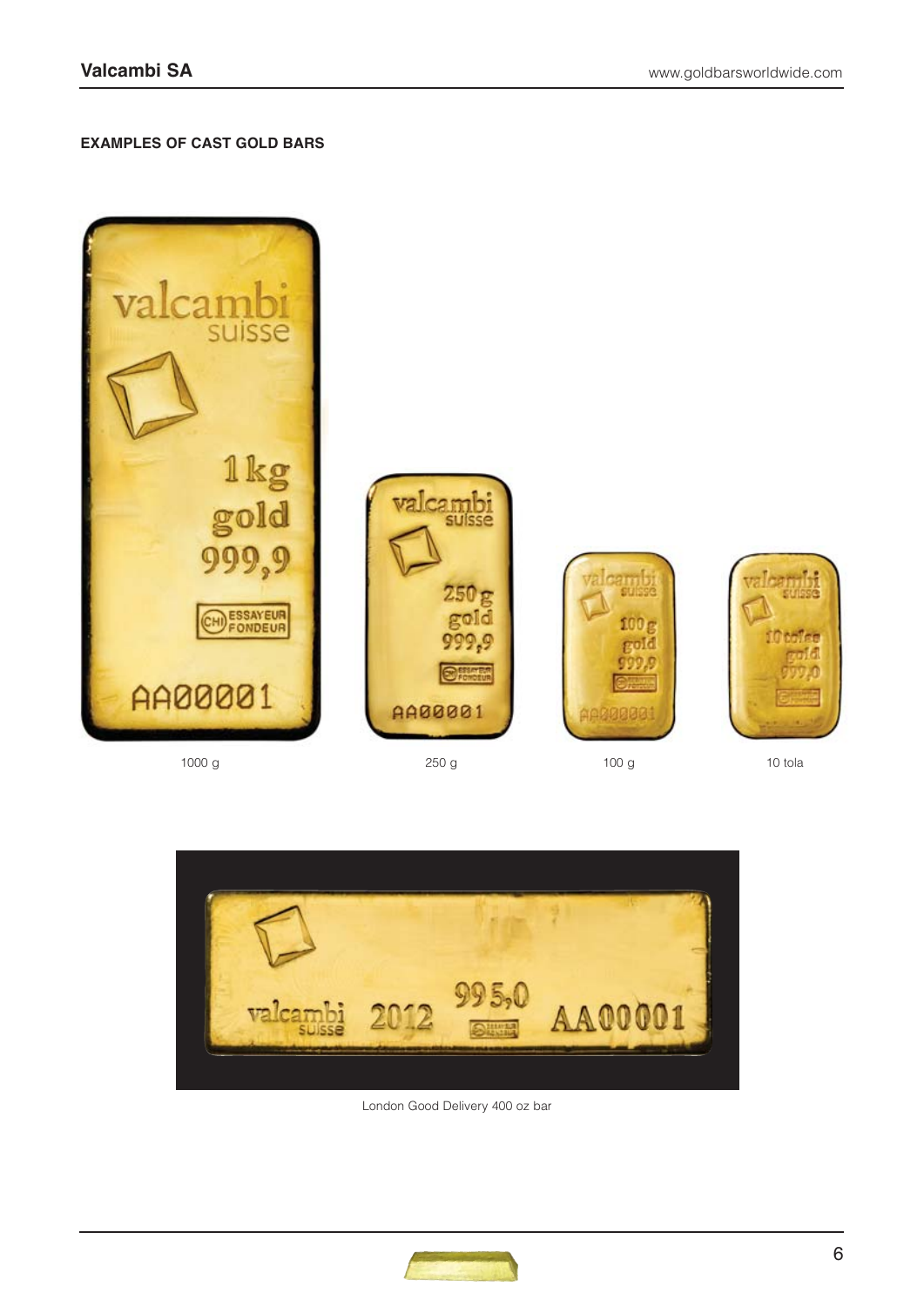### EXAMPLES OF CAST GOLD BARS

1000 g

250 g

100 g

10 tola

London Good Delivery 400 oz bar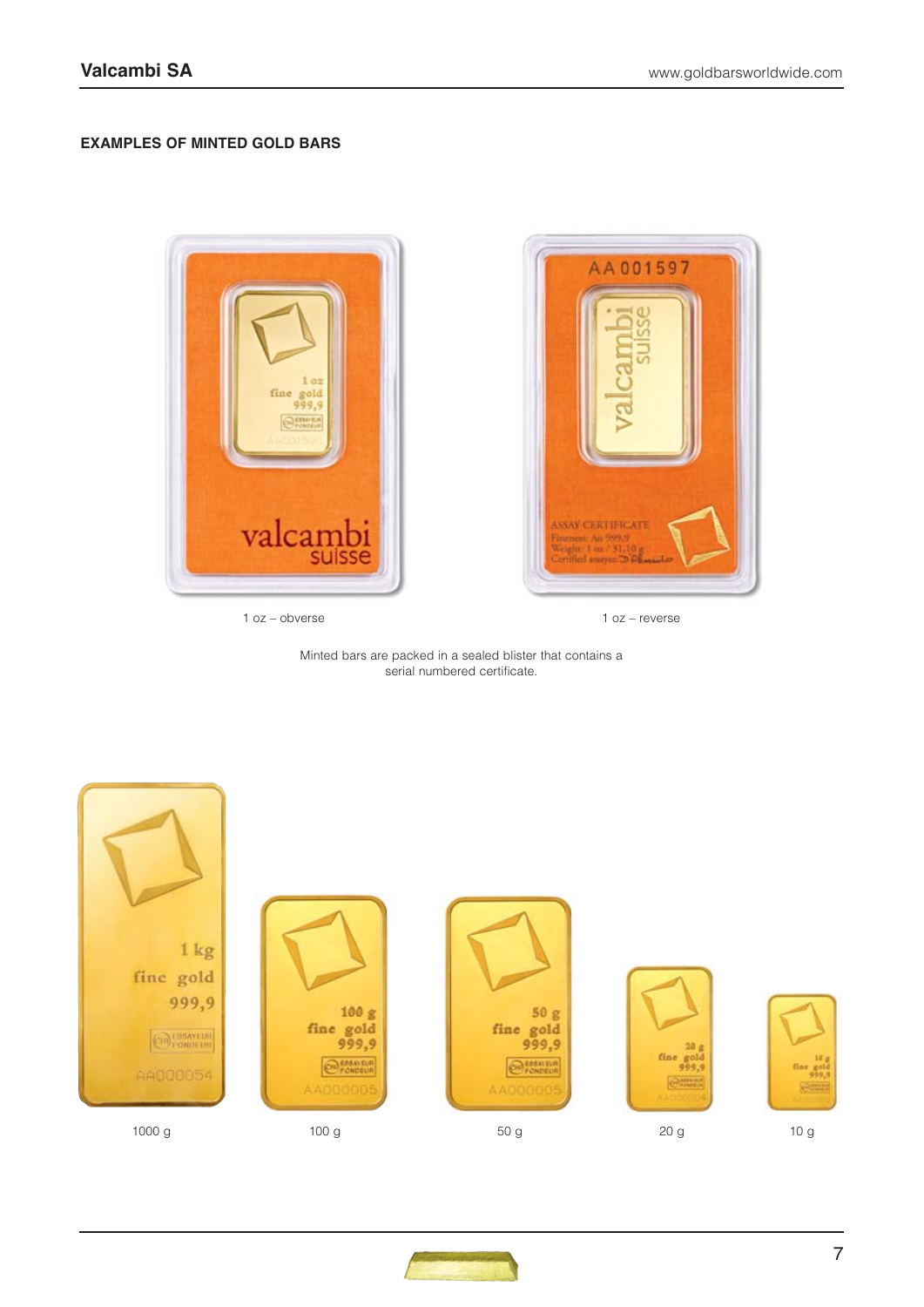## EXAMPLES OF MINTED GOLD BARS

1 oz – obverse

1 oz – reverse

Minted bars are packed in a sealed blister that contains a serial numbered certificate.

1000 g

100 g

50 g

20 g

10 g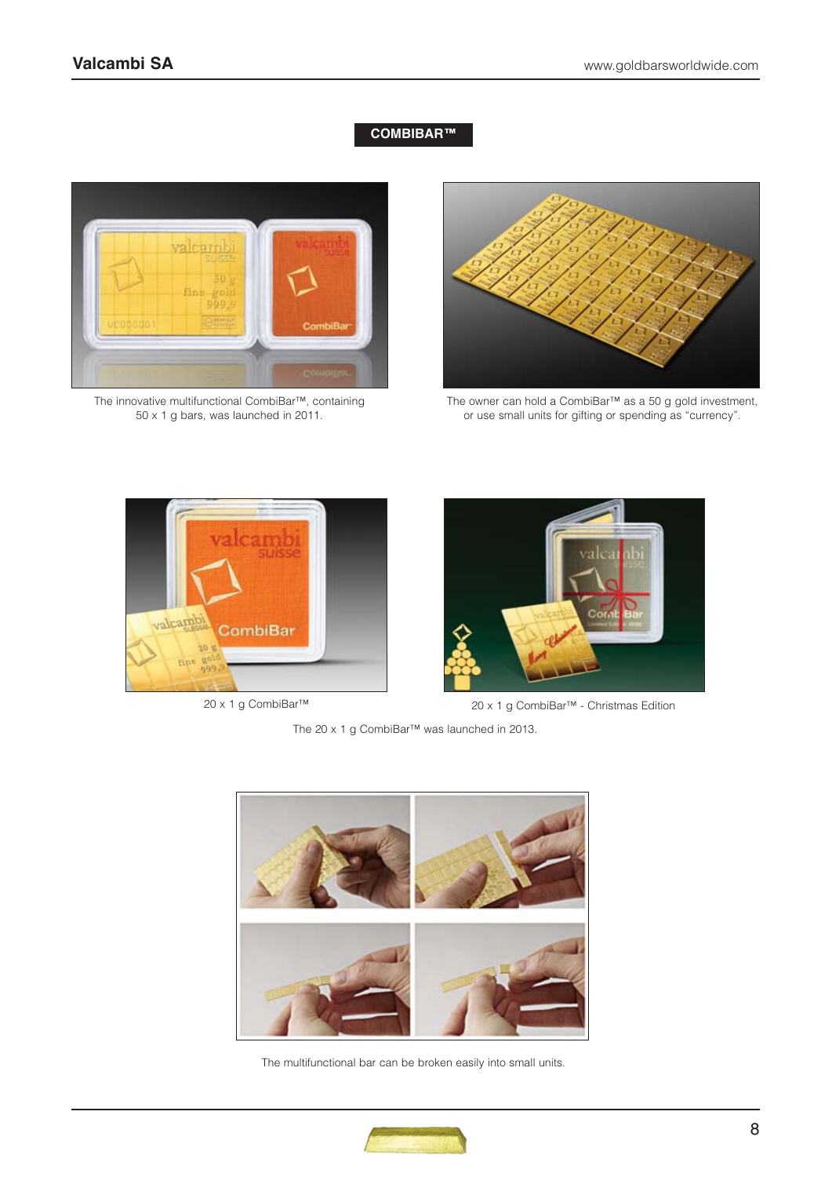## COMBIBAR™

The innovative multifunctional CombiBar™, containing 50 x 1 g bars, was launched in 2011.

The owner can hold a CombiBar™ as a 50 g gold investment, or use small units for gifting or spending as "currency".

20 x 1 g CombiBar™

20 x 1 g CombiBar™ - Christmas Edition

The 20 x 1 g CombiBar™ was launched in 2013.

The multifunctional bar can be broken easily into small units.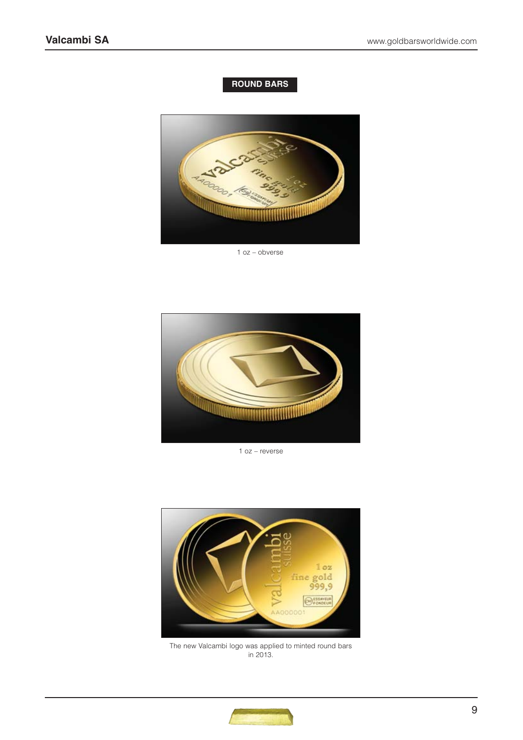**ROUND BARS**

1 oz – obverse

1 oz – reverse

The new Valcambi logo was applied to minted round bars in 2013.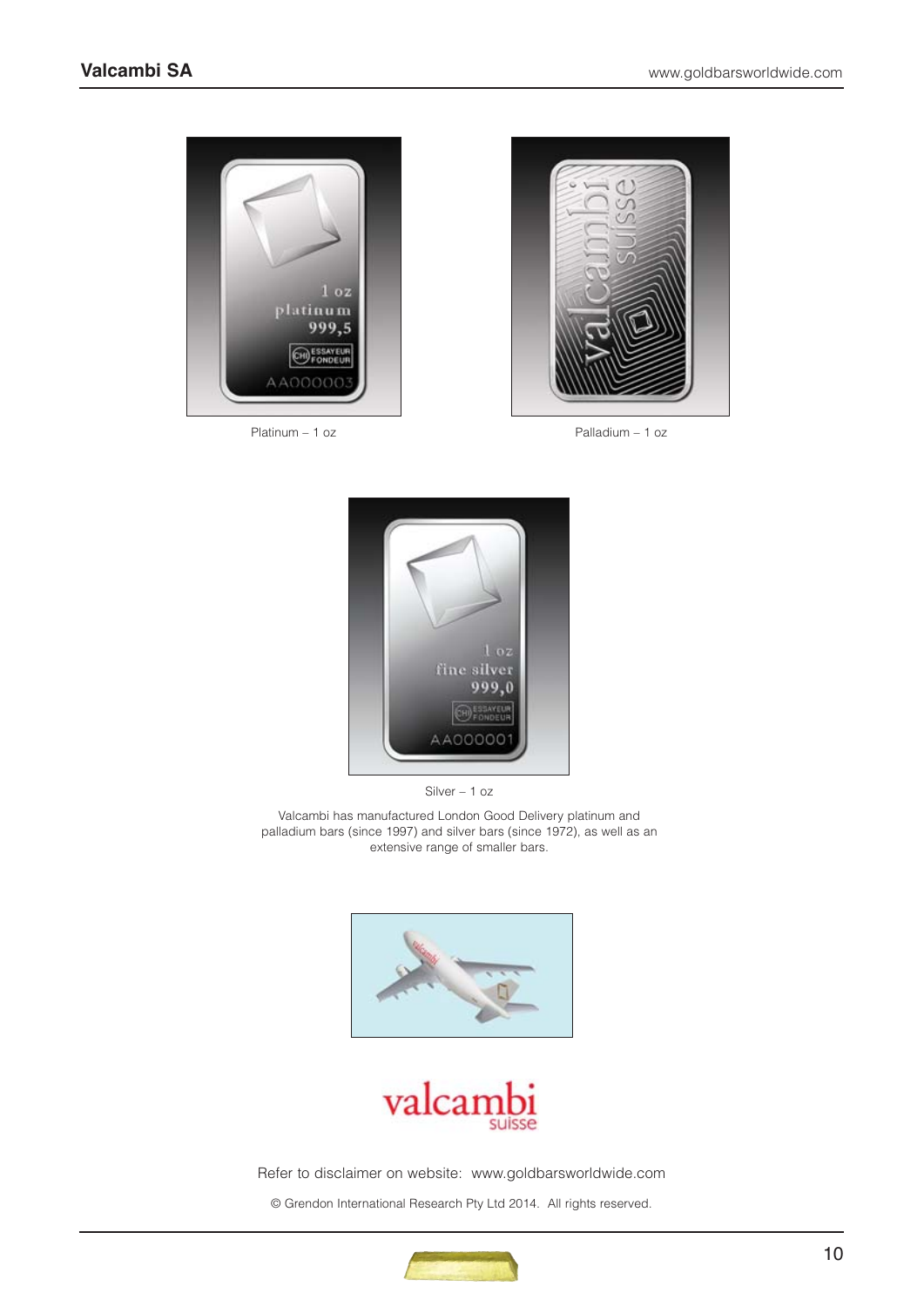Platinum – 1 oz

Palladium – 1 oz

Silver – 1 oz

Valcambi has manufactured London Good Delivery platinum and palladium bars (since 1997) and silver bars (since 1972), as well as an extensive range of smaller bars.

Refer to disclaimer on website: www.goldbarsworldwide.com

© Grendon International Research Pty Ltd 2014. All rights reserved.